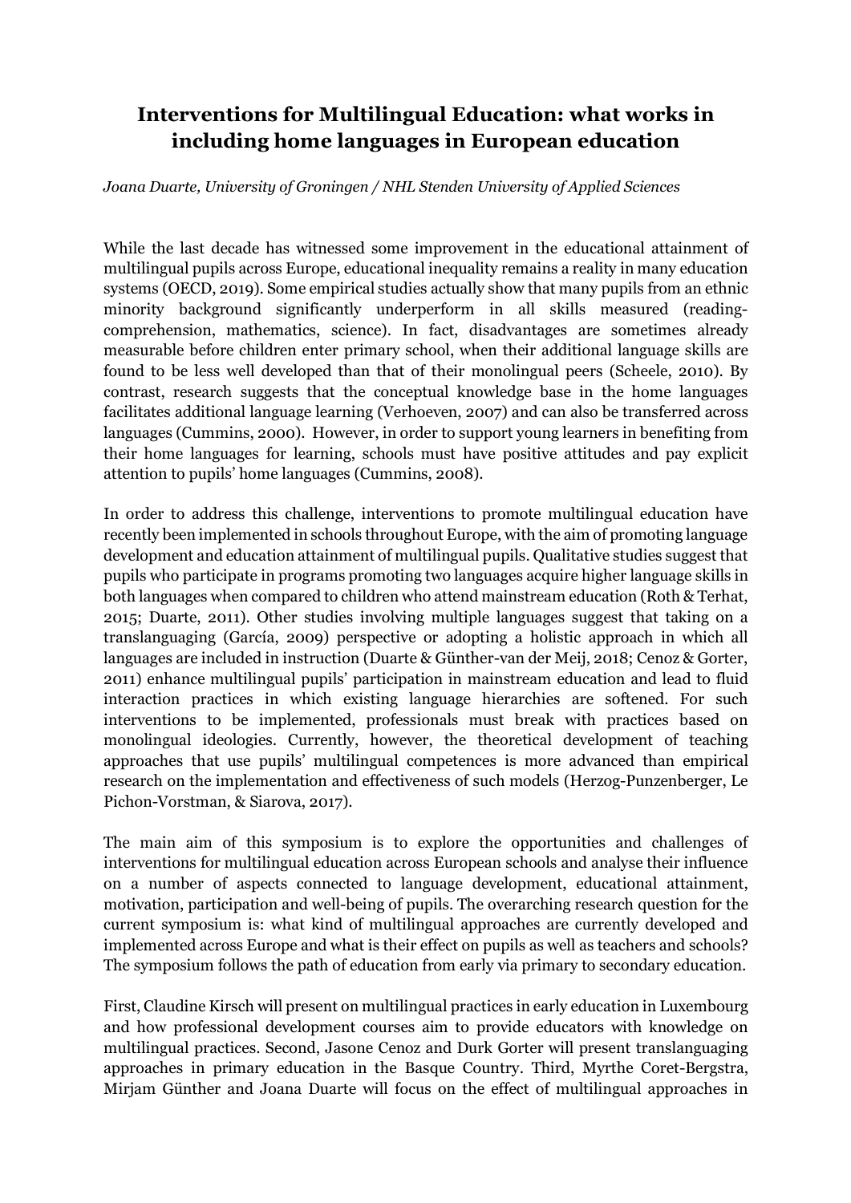# Interventions for Multilingual Education: what works in including home languages in European education

*Joana Duarte, University of Groningen / NHL Stenden University of Applied Sciences*

While the last decade has witnessed some improvement in the educational attainment of multilingual pupils across Europe, educational inequality remains a reality in many education systems (OECD, 2019). Some empirical studies actually show that many pupils from an ethnic minority background significantly underperform in all skills measured (reading-comprehension, mathematics, science). In fact, disadvantages are sometimes already measurable before children enter primary school, when their additional language skills are found to be less well developed than that of their monolingual peers (Scheele, 2010). By contrast, research suggests that the conceptual knowledge base in the home languages facilitates additional language learning (Verhoeven, 2007) and can also be transferred across languages (Cummins, 2000). However, in order to support young learners in benefiting from their home languages for learning, schools must have positive attitudes and pay explicit attention to pupils' home languages (Cummins, 2008).

In order to address this challenge, interventions to promote multilingual education have recently been implemented in schools throughout Europe, with the aim of promoting language development and education attainment of multilingual pupils. Qualitative studies suggest that pupils who participate in programs promoting two languages acquire higher language skills in both languages when compared to children who attend mainstream education (Roth & Terhat, 2015; Duarte, 2011). Other studies involving multiple languages suggest that taking on a translanguaging (García, 2009) perspective or adopting a holistic approach in which all languages are included in instruction (Duarte & Günther-van der Meij, 2018; Cenoz & Gorter, 2011) enhance multilingual pupils' participation in mainstream education and lead to fluid interaction practices in which existing language hierarchies are softened. For such interventions to be implemented, professionals must break with practices based on monolingual ideologies. Currently, however, the theoretical development of teaching approaches that use pupils' multilingual competences is more advanced than empirical research on the implementation and effectiveness of such models (Herzog-Punzenberger, Le Pichon-Vorstman, & Siarova, 2017).

The main aim of this symposium is to explore the opportunities and challenges of interventions for multilingual education across European schools and analyse their influence on a number of aspects connected to language development, educational attainment, motivation, participation and well-being of pupils. The overarching research question for the current symposium is: what kind of multilingual approaches are currently developed and implemented across Europe and what is their effect on pupils as well as teachers and schools? The symposium follows the path of education from early via primary to secondary education.

First, Claudine Kirsch will present on multilingual practices in early education in Luxembourg and how professional development courses aim to provide educators with knowledge on multilingual practices. Second, Jasone Cenoz and Durk Gorter will present translanguaging approaches in primary education in the Basque Country. Third, Myrthe Coret-Bergstra, Mirjam Günther and Joana Duarte will focus on the effect of multilingual approaches in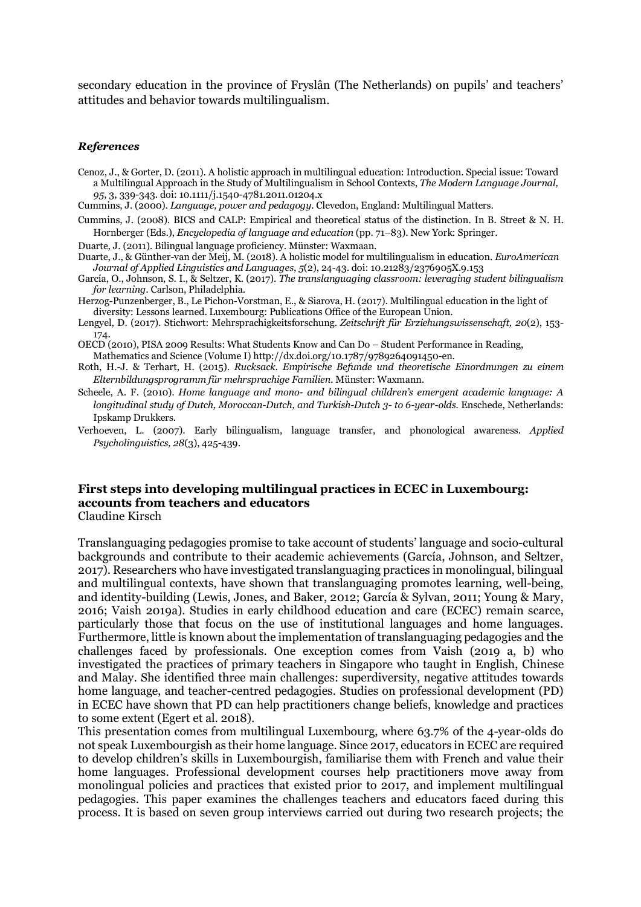secondary education in the province of Fryslân (The Netherlands) on pupils' and teachers' attitudes and behavior towards multilingualism.

### *References*

Cenoz, J., & Gorter, D. (2011). A holistic approach in multilingual education: Introduction. Special issue: Toward a Multilingual Approach in the Study of Multilingualism in School Contexts, *The Modern Language Journal, 95*, 3, 339-343. doi: 10.1111/j.1540-4781.2011.01204.x

Cummins, J. (2000). *Language, power and pedagogy*. Clevedon, England: Multilingual Matters.

Cummins, J. (2008). BICS and CALP: Empirical and theoretical status of the distinction. In B. Street & N. H. Hornberger (Eds.), *Encyclopedia of language and education* (pp. 71–83). New York: Springer.

Duarte, J. (2011). Bilingual language proficiency. Münster: Waxmaan.

Duarte, J., & Günther-van der Meij, M. (2018). A holistic model for multilingualism in education. *EuroAmerican Journal of Applied Linguistics and Languages, 5*(2), 24-43. doi: 10.21283/2376905X.9.153

García, O., Johnson, S. I., & Seltzer, K. (2017). *The translanguaging classroom: leveraging student bilingualism for learning*. Carlson, Philadelphia.

Herzog-Punzenberger, B., Le Pichon-Vorstman, E., & Siarova, H. (2017). Multilingual education in the light of diversity: Lessons learned. Luxembourg: Publications Office of the European Union.

Lengyel, D. (2017). Stichwort: Mehrsprachigkeitsforschung. *Zeitschrift für Erziehungswissenschaft, 20*(2), 153-174.

OECD (2010), PISA 2009 Results: What Students Know and Can Do – Student Performance in Reading, Mathematics and Science (Volume I) http://dx.doi.org/10.1787/9789264091450-en.

Roth, H.-J. & Terhart, H. (2015). *Rucksack. Empirische Befunde und theoretische Einordnungen zu einem Elternbildungsprogramm für mehrsprachige Familien*. Münster: Waxmann.

Scheele, A. F. (2010). *Home language and mono- and bilingual children's emergent academic language: A longitudinal study of Dutch, Moroccan-Dutch, and Turkish-Dutch 3- to 6-year-olds.* Enschede, Netherlands: Ipskamp Drukkers.

Verhoeven, L. (2007). Early bilingualism, language transfer, and phonological awareness. *Applied Psycholinguistics, 28*(3), 425-439.

## First steps into developing multilingual practices in ECEC in Luxembourg: accounts from teachers and educators

Claudine Kirsch

Translanguaging pedagogies promise to take account of students' language and socio-cultural backgrounds and contribute to their academic achievements (García, Johnson, and Seltzer, 2017). Researchers who have investigated translanguaging practices in monolingual, bilingual and multilingual contexts, have shown that translanguaging promotes learning, well-being, and identity-building (Lewis, Jones, and Baker, 2012; García & Sylvan, 2011; Young & Mary, 2016; Vaish 2019a). Studies in early childhood education and care (ECEC) remain scarce, particularly those that focus on the use of institutional languages and home languages. Furthermore, little is known about the implementation of translanguaging pedagogies and the challenges faced by professionals. One exception comes from Vaish (2019 a, b) who investigated the practices of primary teachers in Singapore who taught in English, Chinese and Malay. She identified three main challenges: superdiversity, negative attitudes towards home language, and teacher-centred pedagogies. Studies on professional development (PD) in ECEC have shown that PD can help practitioners change beliefs, knowledge and practices to some extent (Egert et al. 2018).

This presentation comes from multilingual Luxembourg, where 63.7% of the 4-year-olds do not speak Luxembourgish as their home language. Since 2017, educators in ECEC are required to develop children's skills in Luxembourgish, familiarise them with French and value their home languages. Professional development courses help practitioners move away from monolingual policies and practices that existed prior to 2017, and implement multilingual pedagogies. This paper examines the challenges teachers and educators faced during this process. It is based on seven group interviews carried out during two research projects; the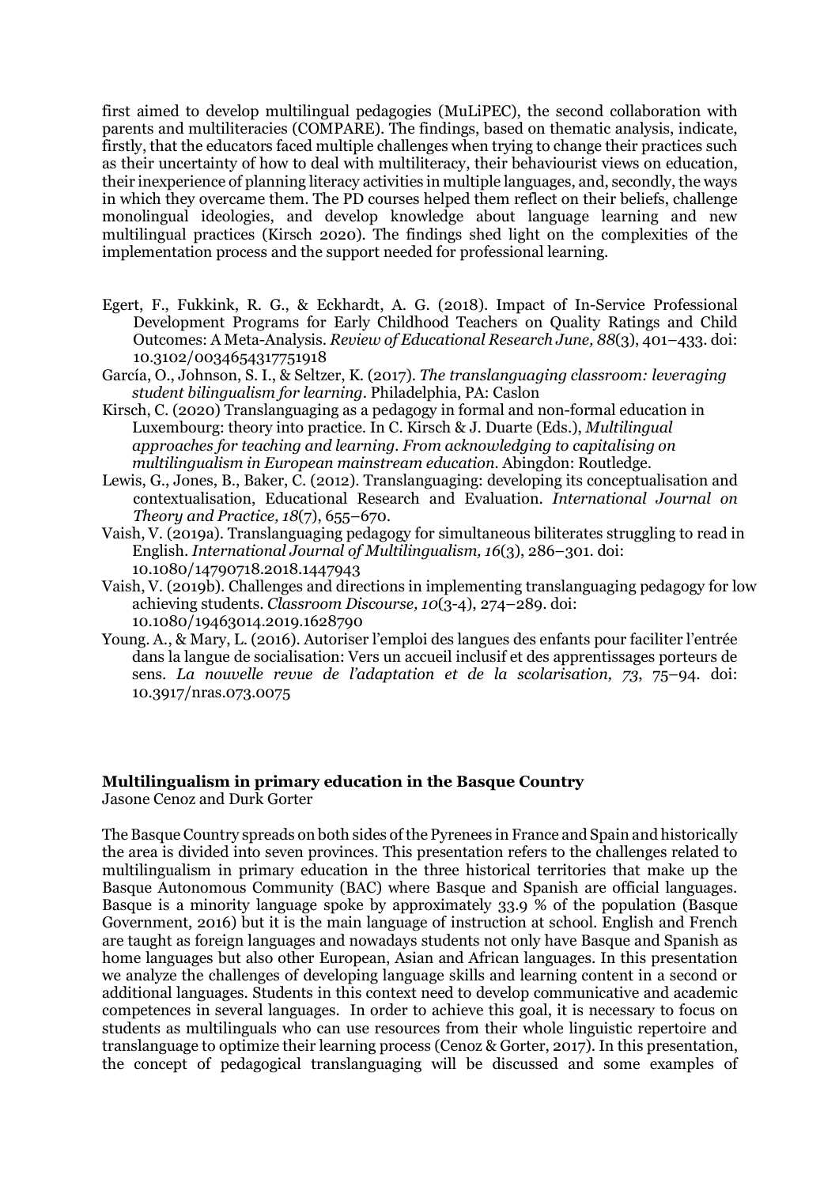first aimed to develop multilingual pedagogies (MuLiPEC), the second collaboration with parents and multiliteracies (COMPARE). The findings, based on thematic analysis, indicate, firstly, that the educators faced multiple challenges when trying to change their practices such as their uncertainty of how to deal with multiliteracy, their behaviourist views on education, their inexperience of planning literacy activities in multiple languages, and, secondly, the ways in which they overcame them. The PD courses helped them reflect on their beliefs, challenge monolingual ideologies, and develop knowledge about language learning and new multilingual practices (Kirsch 2020). The findings shed light on the complexities of the implementation process and the support needed for professional learning.

Egert, F., Fukkink, R. G., & Eckhardt, A. G. (2018). Impact of In-Service Professional Development Programs for Early Childhood Teachers on Quality Ratings and Child Outcomes: A Meta-Analysis. *Review of Educational Research June, 88*(3), 401–433. doi: 10.3102/0034654317751918

García, O., Johnson, S. I., & Seltzer, K. (2017). *The translanguaging classroom: leveraging student bilingualism for learning*. Philadelphia, PA: Caslon

Kirsch, C. (2020) Translanguaging as a pedagogy in formal and non-formal education in Luxembourg: theory into practice. In C. Kirsch & J. Duarte (Eds.), *Multilingual approaches for teaching and learning. From acknowledging to capitalising on multilingualism in European mainstream education*. Abingdon: Routledge.

Lewis, G., Jones, B., Baker, C. (2012). Translanguaging: developing its conceptualisation and contextualisation, Educational Research and Evaluation. *International Journal on Theory and Practice, 18*(7), 655–670.

Vaish, V. (2019a). Translanguaging pedagogy for simultaneous biliterates struggling to read in English. *International Journal of Multilingualism, 16*(3), 286–301. doi: 10.1080/14790718.2018.1447943

Vaish, V. (2019b). Challenges and directions in implementing translanguaging pedagogy for low achieving students. *Classroom Discourse, 10*(3-4), 274–289. doi: 10.1080/19463014.2019.1628790

Young. A., & Mary, L. (2016). Autoriser l'emploi des langues des enfants pour faciliter l'entrée dans la langue de socialisation: Vers un accueil inclusif et des apprentissages porteurs de sens. *La nouvelle revue de l'adaptation et de la scolarisation, 73*, 75–94. doi: 10.3917/nras.073.0075

**Multilingualism in primary education in the Basque Country**

Jasone Cenoz and Durk Gorter

The Basque Country spreads on both sides of the Pyrenees in France and Spain and historically the area is divided into seven provinces. This presentation refers to the challenges related to multilingualism in primary education in the three historical territories that make up the Basque Autonomous Community (BAC) where Basque and Spanish are official languages. Basque is a minority language spoke by approximately 33.9 % of the population (Basque Government, 2016) but it is the main language of instruction at school. English and French are taught as foreign languages and nowadays students not only have Basque and Spanish as home languages but also other European, Asian and African languages. In this presentation we analyze the challenges of developing language skills and learning content in a second or additional languages. Students in this context need to develop communicative and academic competences in several languages. In order to achieve this goal, it is necessary to focus on students as multilinguals who can use resources from their whole linguistic repertoire and translanguage to optimize their learning process (Cenoz & Gorter, 2017). In this presentation, the concept of pedagogical translanguaging will be discussed and some examples of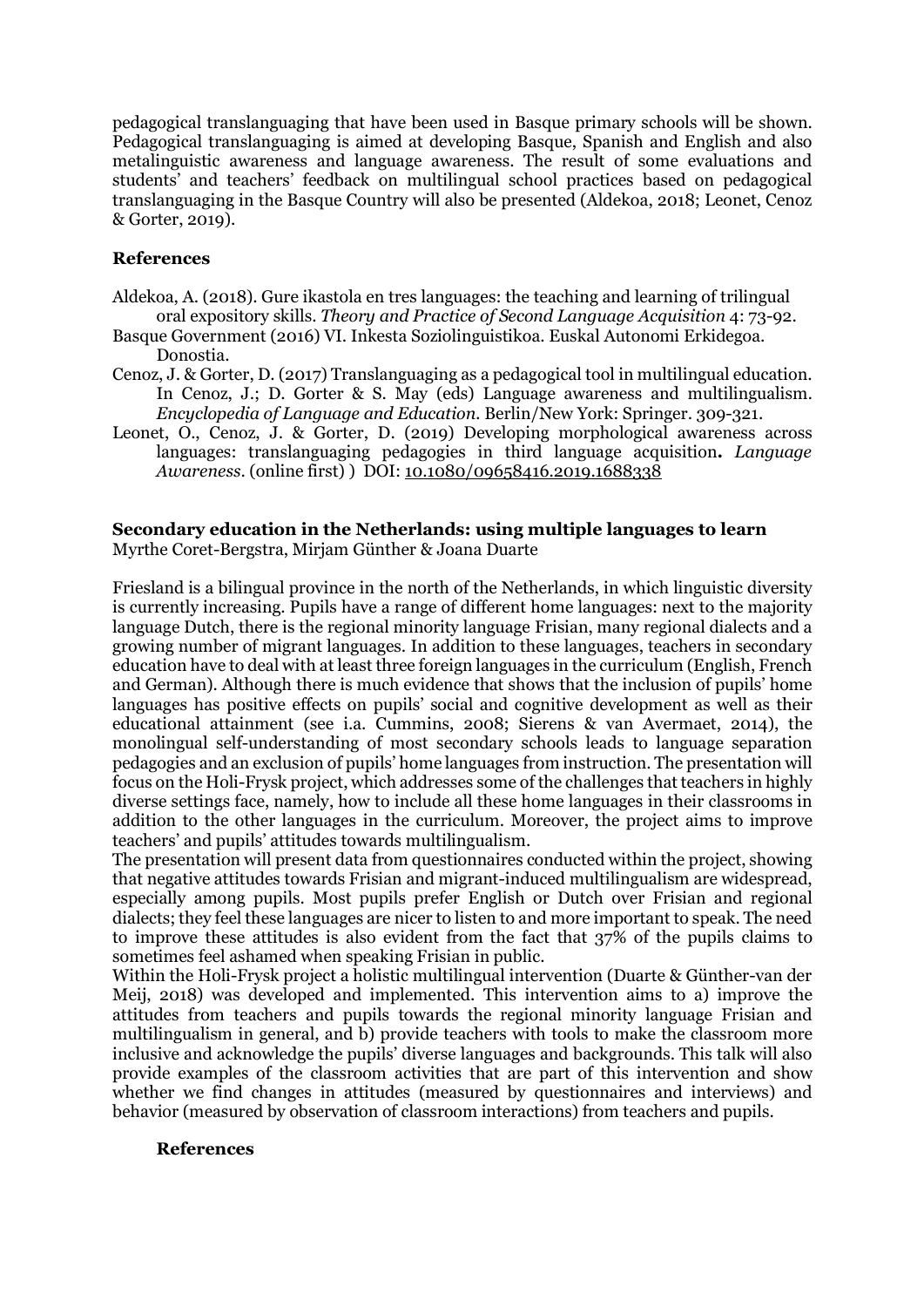pedagogical translanguaging that have been used in Basque primary schools will be shown. Pedagogical translanguaging is aimed at developing Basque, Spanish and English and also metalinguistic awareness and language awareness. The result of some evaluations and students' and teachers' feedback on multilingual school practices based on pedagogical translanguaging in the Basque Country will also be presented (Aldekoa, 2018; Leonet, Cenoz & Gorter, 2019).

### References

Aldekoa, A. (2018). Gure ikastola en tres languages: the teaching and learning of trilingual oral expository skills. *Theory and Practice of Second Language Acquisition* 4: 73-92.

Basque Government (2016) VI. Inkesta Soziolinguistikoa. Euskal Autonomi Erkidegoa. Donostia.

Cenoz, J. & Gorter, D. (2017) Translanguaging as a pedagogical tool in multilingual education. In Cenoz, J.; D. Gorter & S. May (eds) Language awareness and multilingualism. *Encyclopedia of Language and Education.* Berlin/New York: Springer. 309-321.

Leonet, O., Cenoz, J. & Gorter, D. (2019) Developing morphological awareness across languages: translanguaging pedagogies in third language acquisition**.** *Language Awareness*. (online first) ) DOI: 10.1080/09658416.2019.1688338

## Secondary education in the Netherlands: using multiple languages to learn

Myrthe Coret-Bergstra, Mirjam Günther & Joana Duarte

Friesland is a bilingual province in the north of the Netherlands, in which linguistic diversity is currently increasing. Pupils have a range of different home languages: next to the majority language Dutch, there is the regional minority language Frisian, many regional dialects and a growing number of migrant languages. In addition to these languages, teachers in secondary education have to deal with at least three foreign languages in the curriculum (English, French and German). Although there is much evidence that shows that the inclusion of pupils' home languages has positive effects on pupils' social and cognitive development as well as their educational attainment (see i.a. Cummins, 2008; Sierens & van Avermaet, 2014), the monolingual self-understanding of most secondary schools leads to language separation pedagogies and an exclusion of pupils' home languages from instruction. The presentation will focus on the Holi-Frysk project, which addresses some of the challenges that teachers in highly diverse settings face, namely, how to include all these home languages in their classrooms in addition to the other languages in the curriculum. Moreover, the project aims to improve teachers' and pupils' attitudes towards multilingualism.

The presentation will present data from questionnaires conducted within the project, showing that negative attitudes towards Frisian and migrant-induced multilingualism are widespread, especially among pupils. Most pupils prefer English or Dutch over Frisian and regional dialects; they feel these languages are nicer to listen to and more important to speak. The need to improve these attitudes is also evident from the fact that 37% of the pupils claims to sometimes feel ashamed when speaking Frisian in public.

Within the Holi-Frysk project a holistic multilingual intervention (Duarte & Günther-van der Meij, 2018) was developed and implemented. This intervention aims to a) improve the attitudes from teachers and pupils towards the regional minority language Frisian and multilingualism in general, and b) provide teachers with tools to make the classroom more inclusive and acknowledge the pupils' diverse languages and backgrounds. This talk will also provide examples of the classroom activities that are part of this intervention and show whether we find changes in attitudes (measured by questionnaires and interviews) and behavior (measured by observation of classroom interactions) from teachers and pupils.

### References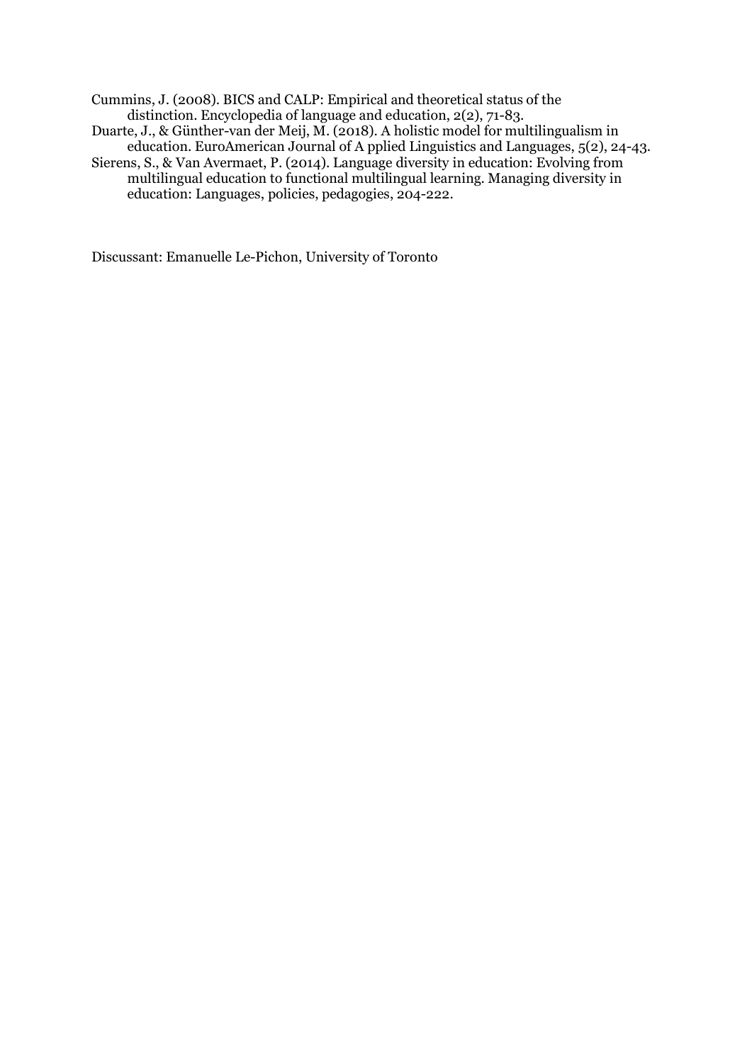Cummins, J. (2008). BICS and CALP: Empirical and theoretical status of the distinction. Encyclopedia of language and education, 2(2), 71-83.

Duarte, J., & Günther-van der Meij, M. (2018). A holistic model for multilingualism in education. EuroAmerican Journal of A pplied Linguistics and Languages, 5(2), 24-43.

Sierens, S., & Van Avermaet, P. (2014). Language diversity in education: Evolving from multilingual education to functional multilingual learning. Managing diversity in education: Languages, policies, pedagogies, 204-222.

Discussant: Emanuelle Le-Pichon, University of Toronto